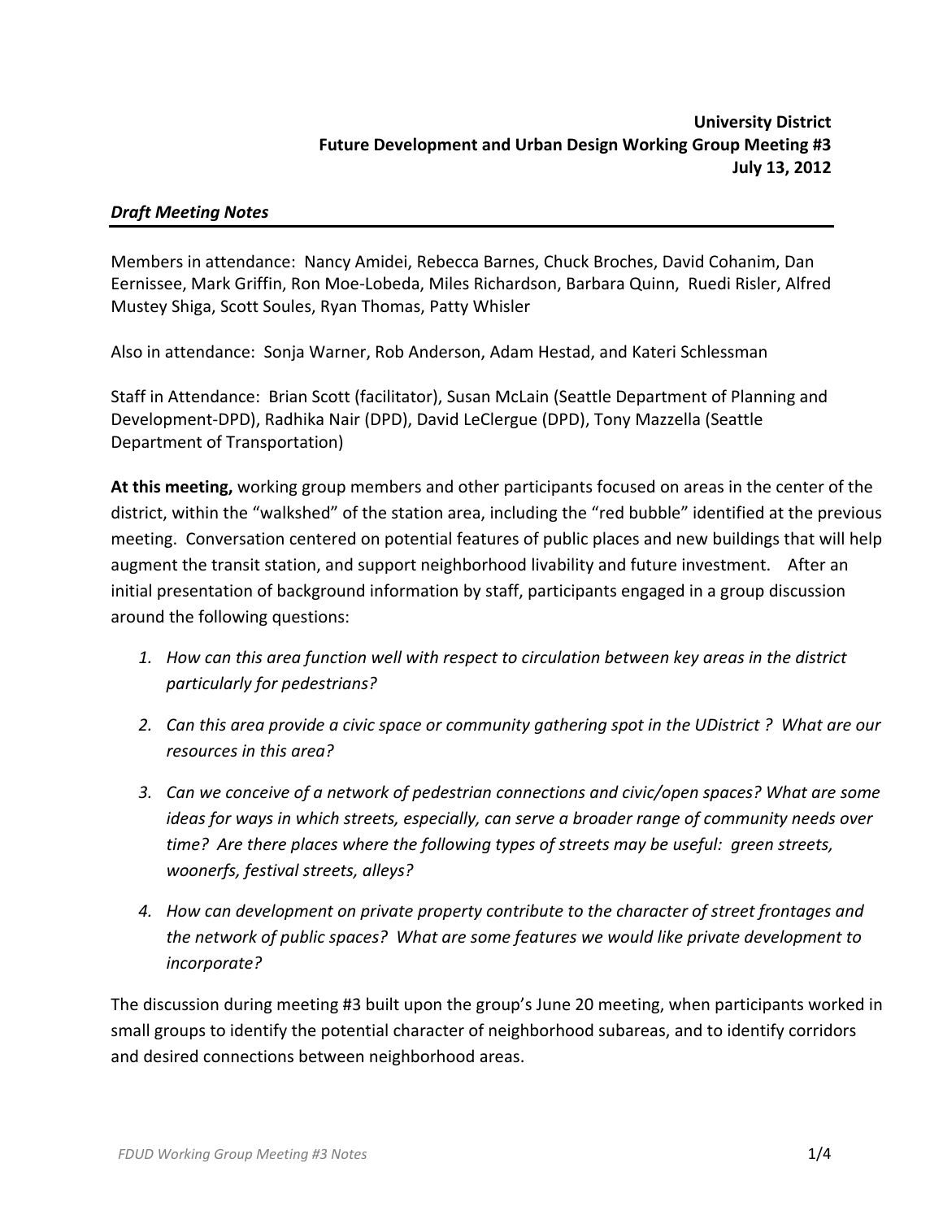**University District**
**Future Development and Urban Design Working Group Meeting #3**
**July 13, 2012**

***Draft Meeting Notes***

Members in attendance: Nancy Amidei, Rebecca Barnes, Chuck Broches, David Cohanim, Dan Eernissee, Mark Griffin, Ron Moe-Lobeda, Miles Richardson, Barbara Quinn, Ruedi Risler, Alfred Mustey Shiga, Scott Soules, Ryan Thomas, Patty Whisler

Also in attendance: Sonja Warner, Rob Anderson, Adam Hestad, and Kateri Schlessman

Staff in Attendance: Brian Scott (facilitator), Susan McLain (Seattle Department of Planning and Development-DPD), Radhika Nair (DPD), David LeClergue (DPD), Tony Mazzella (Seattle Department of Transportation)

**At this meeting,** working group members and other participants focused on areas in the center of the district, within the "walkshed" of the station area, including the "red bubble" identified at the previous meeting. Conversation centered on potential features of public places and new buildings that will help augment the transit station, and support neighborhood livability and future investment. After an initial presentation of background information by staff, participants engaged in a group discussion around the following questions:

1. *How can this area function well with respect to circulation between key areas in the district particularly for pedestrians?*
2. *Can this area provide a civic space or community gathering spot in the UDistrict ? What are our resources in this area?*
3. *Can we conceive of a network of pedestrian connections and civic/open spaces? What are some ideas for ways in which streets, especially, can serve a broader range of community needs over time? Are there places where the following types of streets may be useful: green streets, woonerfs, festival streets, alleys?*
4. *How can development on private property contribute to the character of street frontages and the network of public spaces? What are some features we would like private development to incorporate?*

The discussion during meeting #3 built upon the group's June 20 meeting, when participants worked in small groups to identify the potential character of neighborhood subareas, and to identify corridors and desired connections between neighborhood areas.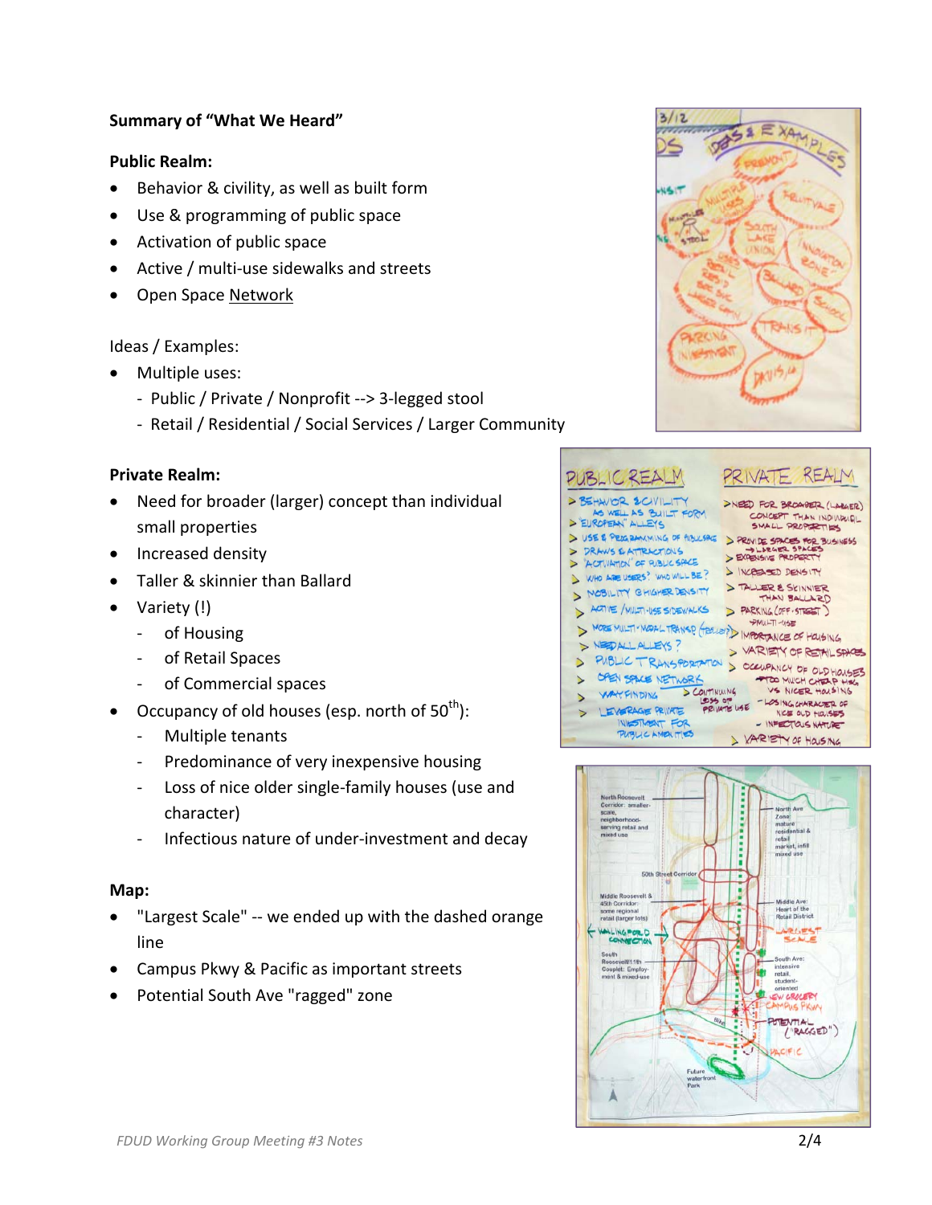**Summary of "What We Heard"**

**Public Realm:**

- Behavior & civility, as well as built form
- Use & programming of public space
- Activation of public space
- Active / multi-use sidewalks and streets
- Open Space Network

Ideas / Examples:

- Multiple uses:
  - Public / Private / Nonprofit --> 3-legged stool
  - Retail / Residential / Social Services / Larger Community

**Private Realm:**

- Need for broader (larger) concept than individual small properties
- Increased density
- Taller & skinnier than Ballard
- Variety (!)
  - of Housing
  - of Retail Spaces
  - of Commercial spaces
- Occupancy of old houses (esp. north of 50th):
  - Multiple tenants
  - Predominance of very inexpensive housing
  - Loss of nice older single-family houses (use and character)
  - Infectious nature of under-investment and decay

**Map:**

- "Largest Scale" -- we ended up with the dashed orange line
- Campus Pkwy & Pacific as important streets
- Potential South Ave "ragged" zone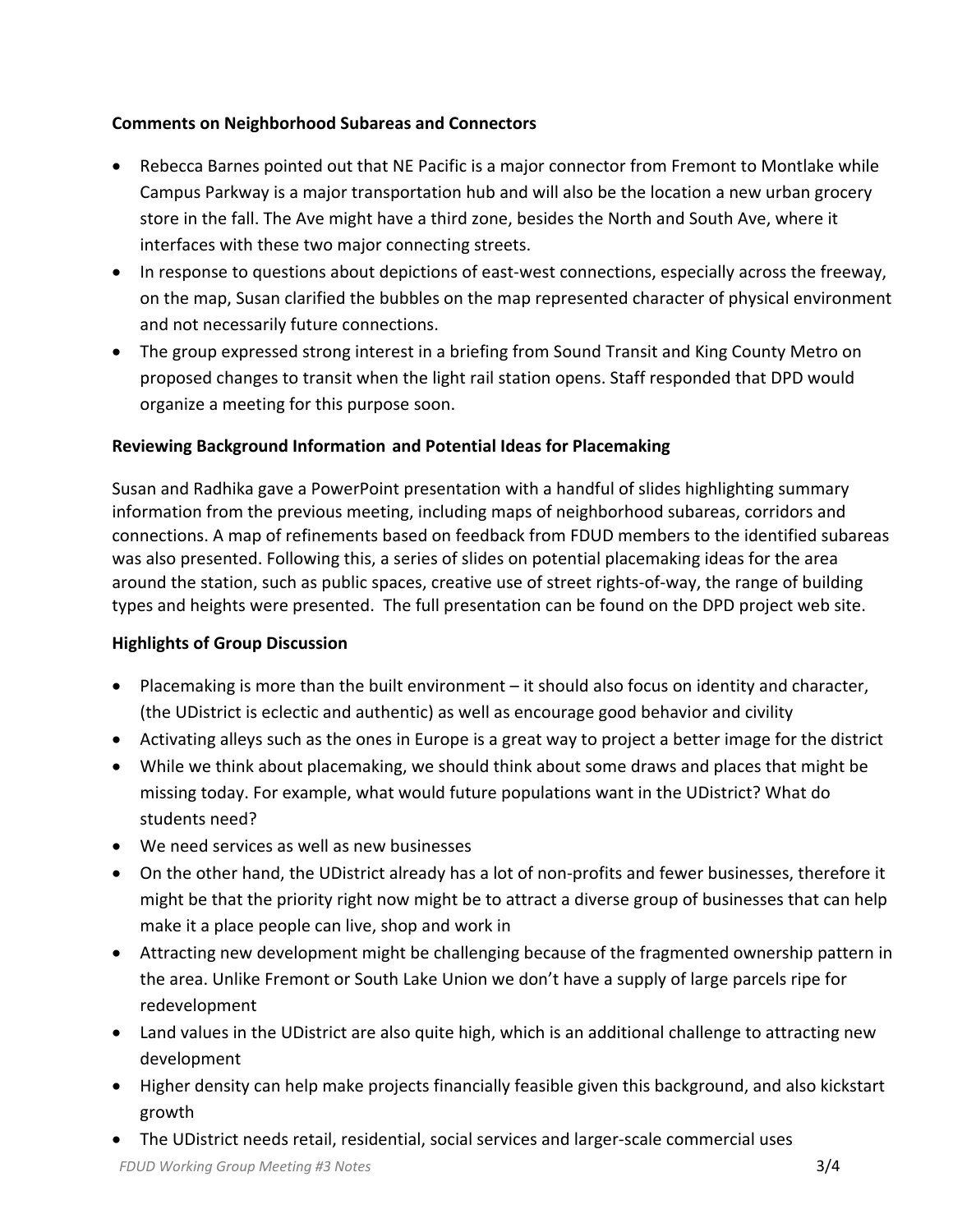**Comments on Neighborhood Subareas and Connectors**

- Rebecca Barnes pointed out that NE Pacific is a major connector from Fremont to Montlake while Campus Parkway is a major transportation hub and will also be the location a new urban grocery store in the fall. The Ave might have a third zone, besides the North and South Ave, where it interfaces with these two major connecting streets.
- In response to questions about depictions of east-west connections, especially across the freeway, on the map, Susan clarified the bubbles on the map represented character of physical environment and not necessarily future connections.
- The group expressed strong interest in a briefing from Sound Transit and King County Metro on proposed changes to transit when the light rail station opens. Staff responded that DPD would organize a meeting for this purpose soon.

**Reviewing Background Information and Potential Ideas for Placemaking**

Susan and Radhika gave a PowerPoint presentation with a handful of slides highlighting summary information from the previous meeting, including maps of neighborhood subareas, corridors and connections. A map of refinements based on feedback from FDUD members to the identified subareas was also presented. Following this, a series of slides on potential placemaking ideas for the area around the station, such as public spaces, creative use of street rights-of-way, the range of building types and heights were presented. The full presentation can be found on the DPD project web site.

**Highlights of Group Discussion**

- Placemaking is more than the built environment – it should also focus on identity and character, (the UDistrict is eclectic and authentic) as well as encourage good behavior and civility
- Activating alleys such as the ones in Europe is a great way to project a better image for the district
- While we think about placemaking, we should think about some draws and places that might be missing today. For example, what would future populations want in the UDistrict? What do students need?
- We need services as well as new businesses
- On the other hand, the UDistrict already has a lot of non-profits and fewer businesses, therefore it might be that the priority right now might be to attract a diverse group of businesses that can help make it a place people can live, shop and work in
- Attracting new development might be challenging because of the fragmented ownership pattern in the area. Unlike Fremont or South Lake Union we don't have a supply of large parcels ripe for redevelopment
- Land values in the UDistrict are also quite high, which is an additional challenge to attracting new development
- Higher density can help make projects financially feasible given this background, and also kickstart growth
- The UDistrict needs retail, residential, social services and larger-scale commercial uses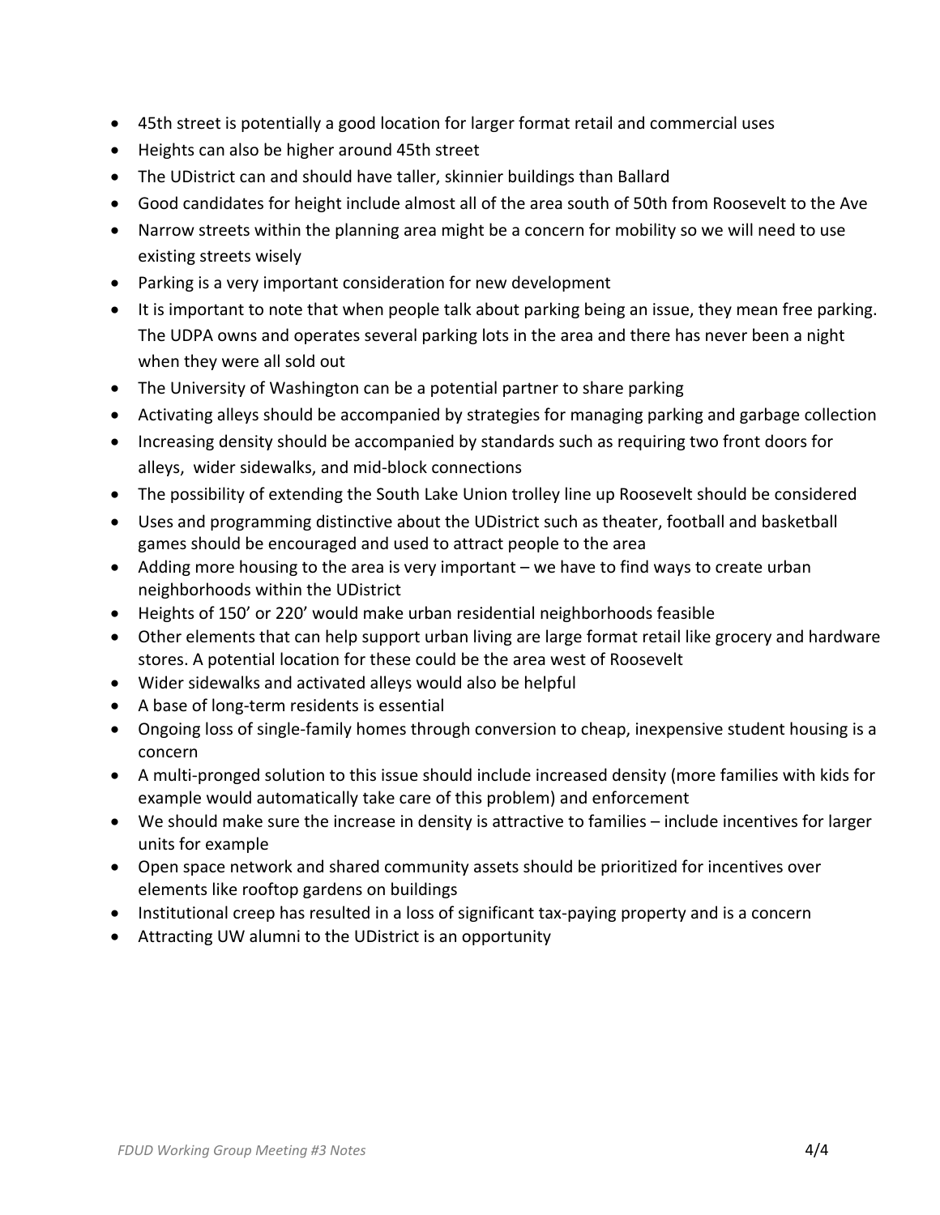- 45th street is potentially a good location for larger format retail and commercial uses
- Heights can also be higher around 45th street
- The UDistrict can and should have taller, skinnier buildings than Ballard
- Good candidates for height include almost all of the area south of 50th from Roosevelt to the Ave
- Narrow streets within the planning area might be a concern for mobility so we will need to use existing streets wisely
- Parking is a very important consideration for new development
- It is important to note that when people talk about parking being an issue, they mean free parking. The UDPA owns and operates several parking lots in the area and there has never been a night when they were all sold out
- The University of Washington can be a potential partner to share parking
- Activating alleys should be accompanied by strategies for managing parking and garbage collection
- Increasing density should be accompanied by standards such as requiring two front doors for alleys, wider sidewalks, and mid-block connections
- The possibility of extending the South Lake Union trolley line up Roosevelt should be considered
- Uses and programming distinctive about the UDistrict such as theater, football and basketball games should be encouraged and used to attract people to the area
- Adding more housing to the area is very important – we have to find ways to create urban neighborhoods within the UDistrict
- Heights of 150' or 220' would make urban residential neighborhoods feasible
- Other elements that can help support urban living are large format retail like grocery and hardware stores. A potential location for these could be the area west of Roosevelt
- Wider sidewalks and activated alleys would also be helpful
- A base of long-term residents is essential
- Ongoing loss of single-family homes through conversion to cheap, inexpensive student housing is a concern
- A multi-pronged solution to this issue should include increased density (more families with kids for example would automatically take care of this problem) and enforcement
- We should make sure the increase in density is attractive to families – include incentives for larger units for example
- Open space network and shared community assets should be prioritized for incentives over elements like rooftop gardens on buildings
- Institutional creep has resulted in a loss of significant tax-paying property and is a concern
- Attracting UW alumni to the UDistrict is an opportunity